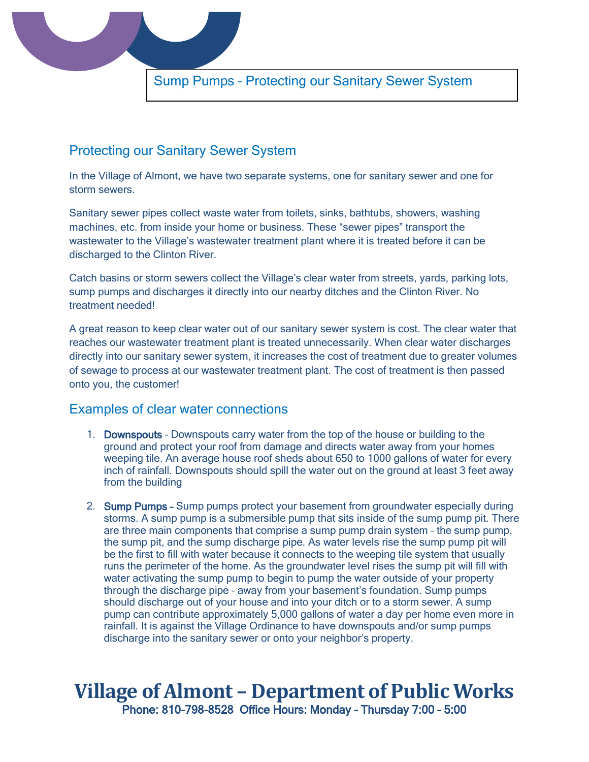# Sump Pumps – Protecting our Sanitary Sewer System

## Protecting our Sanitary Sewer System

In the Village of Almont, we have two separate systems, one for sanitary sewer and one for storm sewers.

Sanitary sewer pipes collect waste water from toilets, sinks, bathtubs, showers, washing machines, etc. from inside your home or business. These "sewer pipes" transport the wastewater to the Village's wastewater treatment plant where it is treated before it can be discharged to the Clinton River.

Catch basins or storm sewers collect the Village's clear water from streets, yards, parking lots, sump pumps and discharges it directly into our nearby ditches and the Clinton River. No treatment needed!

A great reason to keep clear water out of our sanitary sewer system is cost. The clear water that reaches our wastewater treatment plant is treated unnecessarily. When clear water discharges directly into our sanitary sewer system, it increases the cost of treatment due to greater volumes of sewage to process at our wastewater treatment plant. The cost of treatment is then passed onto you, the customer!

## Examples of clear water connections

1. **Downspouts** – Downspouts carry water from the top of the house or building to the ground and protect your roof from damage and directs water away from your homes weeping tile. An average house roof sheds about 650 to 1000 gallons of water for every inch of rainfall. Downspouts should spill the water out on the ground at least 3 feet away from the building

2. **Sump Pumps** – Sump pumps protect your basement from groundwater especially during storms. A sump pump is a submersible pump that sits inside of the sump pump pit. There are three main components that comprise a sump pump drain system – the sump pump, the sump pit, and the sump discharge pipe. As water levels rise the sump pump pit will be the first to fill with water because it connects to the weeping tile system that usually runs the perimeter of the home. As the groundwater level rises the sump pit will fill with water activating the sump pump to begin to pump the water outside of your property through the discharge pipe – away from your basement's foundation. Sump pumps should discharge out of your house and into your ditch or to a storm sewer. A sump pump can contribute approximately 5,000 gallons of water a day per home even more in rainfall. It is against the Village Ordinance to have downspouts and/or sump pumps discharge into the sanitary sewer or onto your neighbor's property.

**Village of Almont – Department of Public Works**

**Phone: 810-798-8528 Office Hours: Monday – Thursday 7:00 – 5:00**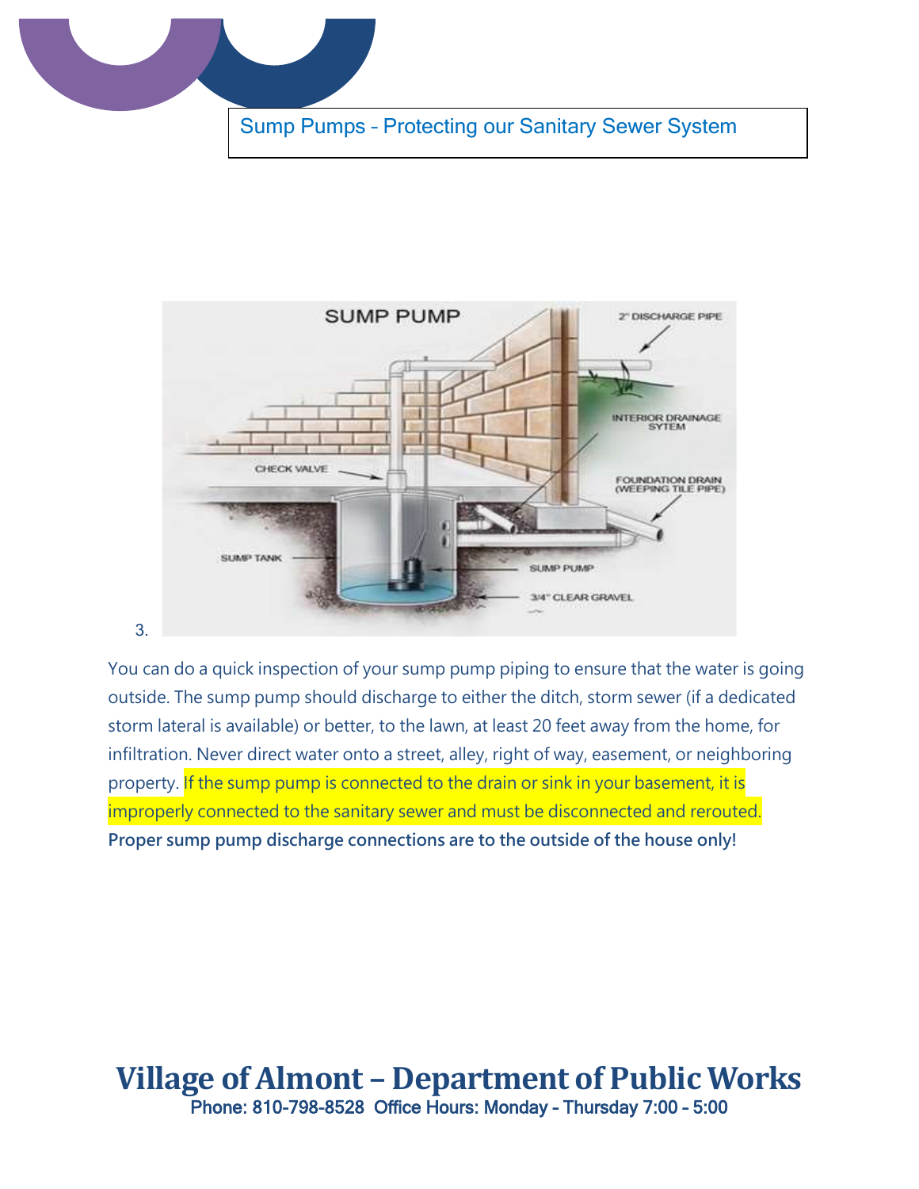Sump Pumps – Protecting our Sanitary Sewer System

SUMP PUMP

2" DISCHARGE PIPE

INTERIOR DRAINAGE SYTEM

CHECK VALVE

FOUNDATION DRAIN (WEEPING TILE PIPE)

SUMP TANK

SUMP PUMP

3/4" CLEAR GRAVEL

3.

You can do a quick inspection of your sump pump piping to ensure that the water is going outside. The sump pump should discharge to either the ditch, storm sewer (if a dedicated storm lateral is available) or better, to the lawn, at least 20 feet away from the home, for infiltration. Never direct water onto a street, alley, right of way, easement, or neighboring property. If the sump pump is connected to the drain or sink in your basement, it is improperly connected to the sanitary sewer and must be disconnected and rerouted. **Proper sump pump discharge connections are to the outside of the house only!**

**Village of Almont – Department of Public Works**

Phone: 810-798-8528 Office Hours: Monday - Thursday 7:00 - 5:00